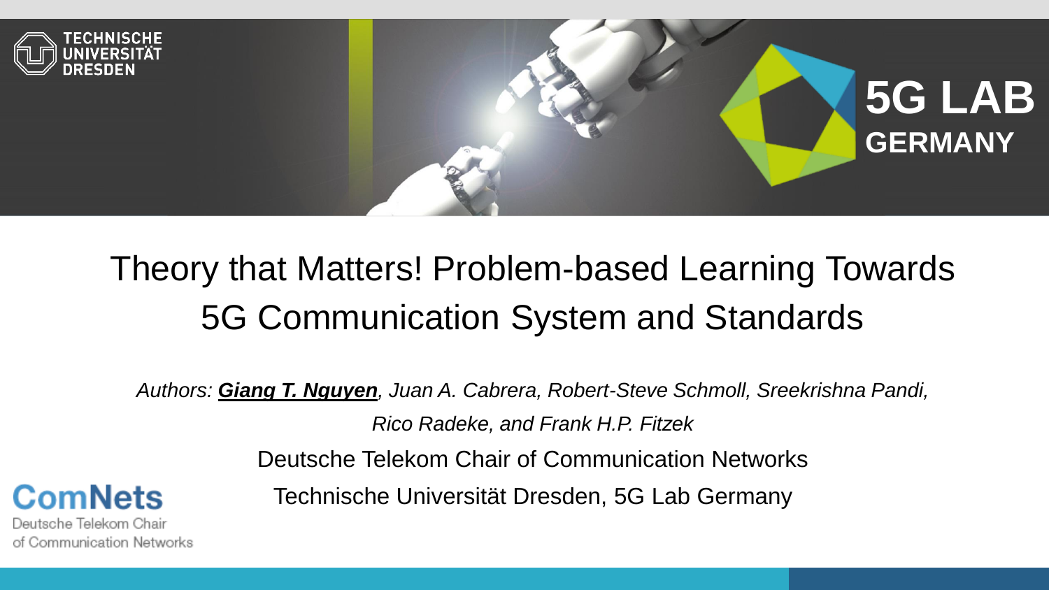TECHNISCHE UNIVERSITÄT DRESDEN

5G LAB GERMANY

# Theory that Matters! Problem-based Learning Towards 5G Communication System and Standards

*Authors: **Giang T. Nguyen**, Juan A. Cabrera, Robert-Steve Schmoll, Sreekrishna Pandi, Rico Radeke, and Frank H.P. Fitzek*

Deutsche Telekom Chair of Communication Networks

Technische Universität Dresden, 5G Lab Germany

ComNets
Deutsche Telekom Chair of Communication Networks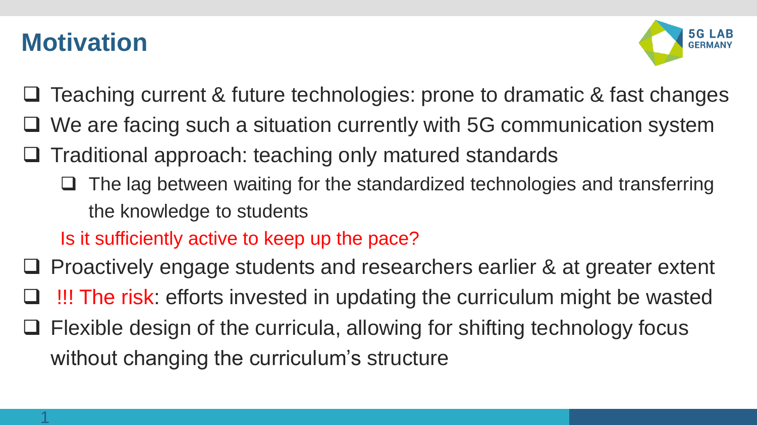# Motivation

- Teaching current & future technologies: prone to dramatic & fast changes
- We are facing such a situation currently with 5G communication system
- Traditional approach: teaching only matured standards
  - The lag between waiting for the standardized technologies and transferring the knowledge to students

  Is it sufficiently active to keep up the pace?
- Proactively engage students and researchers earlier & at greater extent
- !!! The risk: efforts invested in updating the curriculum might be wasted
- Flexible design of the curricula, allowing for shifting technology focus without changing the curriculum's structure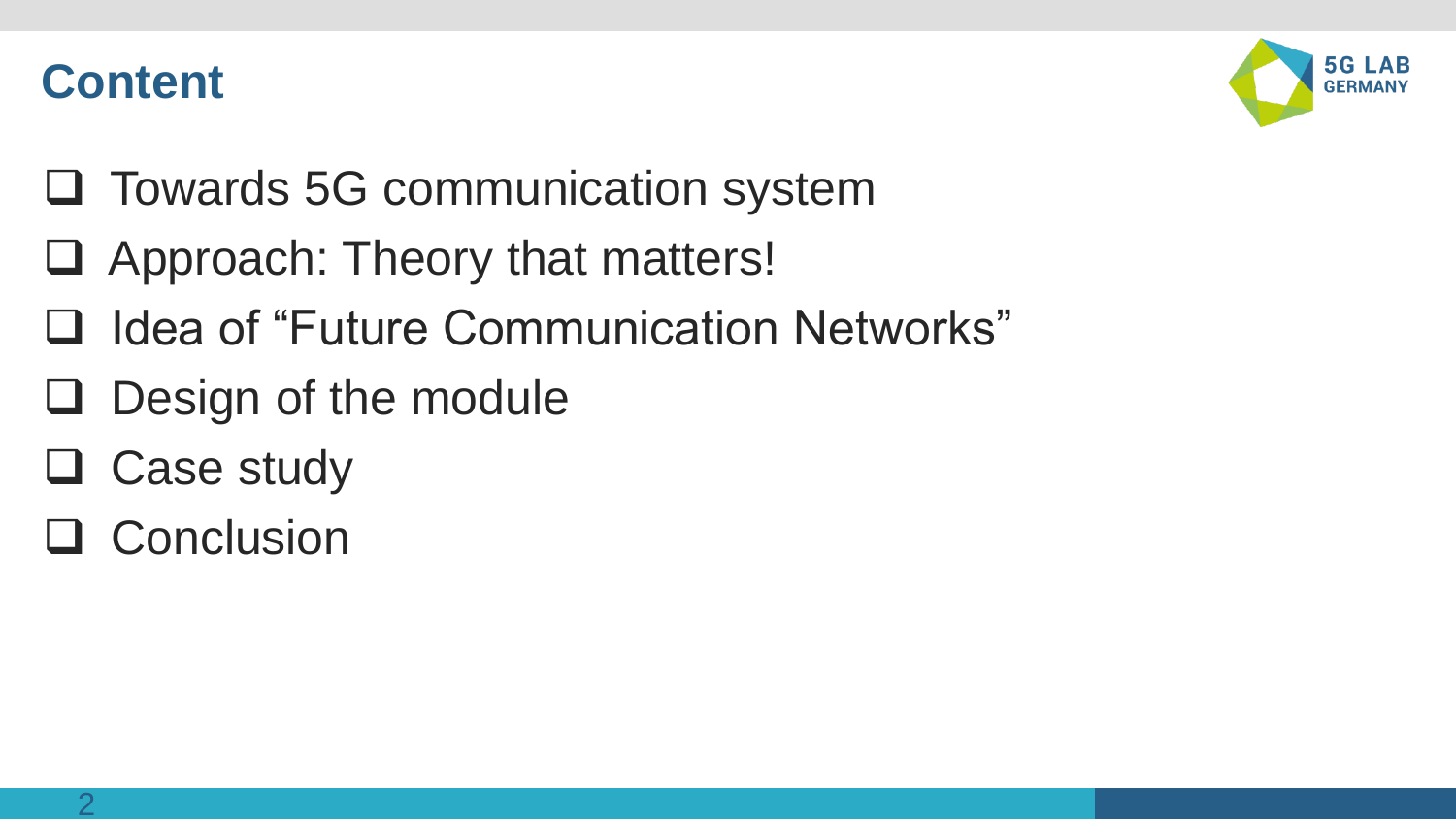# Content

- Towards 5G communication system
- Approach: Theory that matters!
- Idea of “Future Communication Networks”
- Design of the module
- Case study
- Conclusion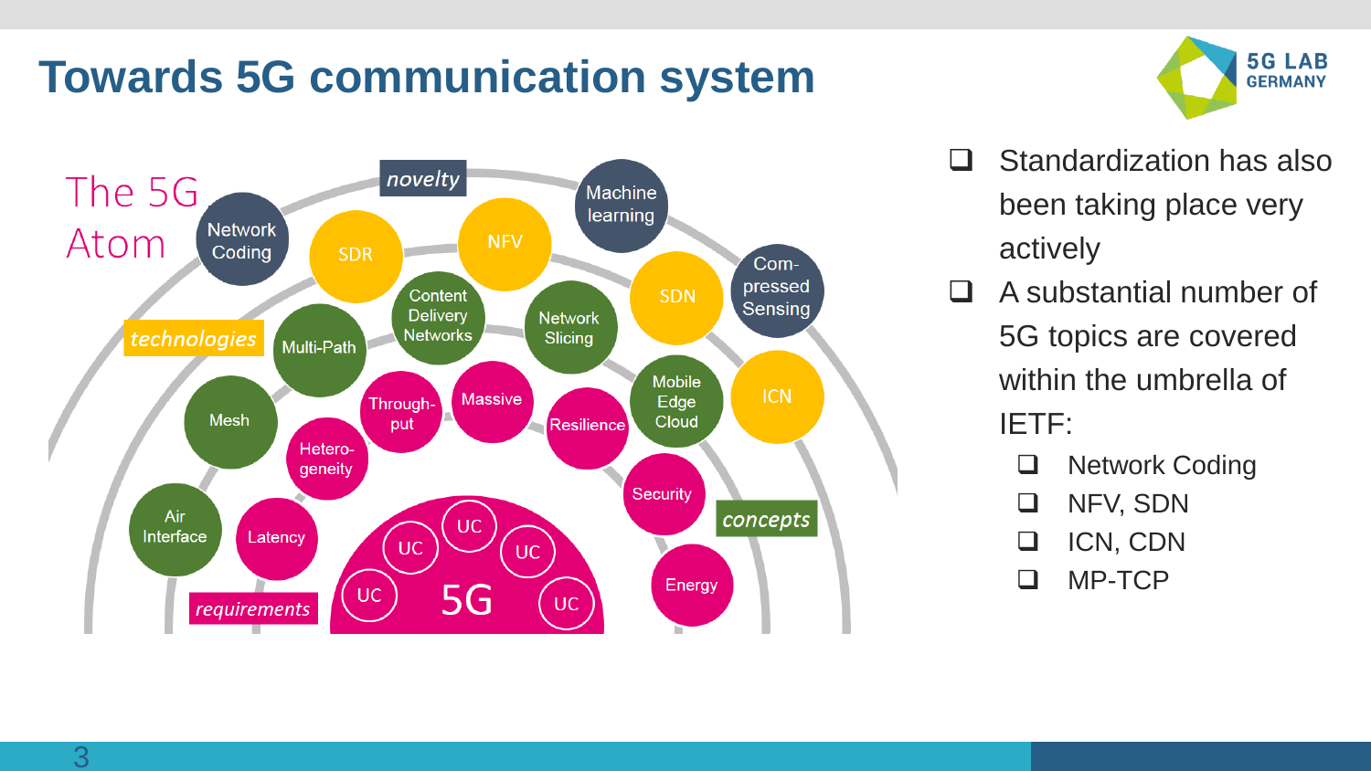# Towards 5G communication system

The 5G Atom

novelty

technologies

concepts

requirements

Network Coding

SDR

NFV

Machine learning

SDN

Com-pressed Sensing

ICN

Content Delivery Networks

Network Slicing

Mobile Edge Cloud

Multi-Path

Mesh

Air Interface

Through-put

Massive

Resilience

Hetero-geneity

Latency

Security

Energy

UC

UC

UC

UC

UC

5G

- Standardization has also been taking place very actively
- A substantial number of 5G topics are covered within the umbrella of IETF:
  - Network Coding
  - NFV, SDN
  - ICN, CDN
  - MP-TCP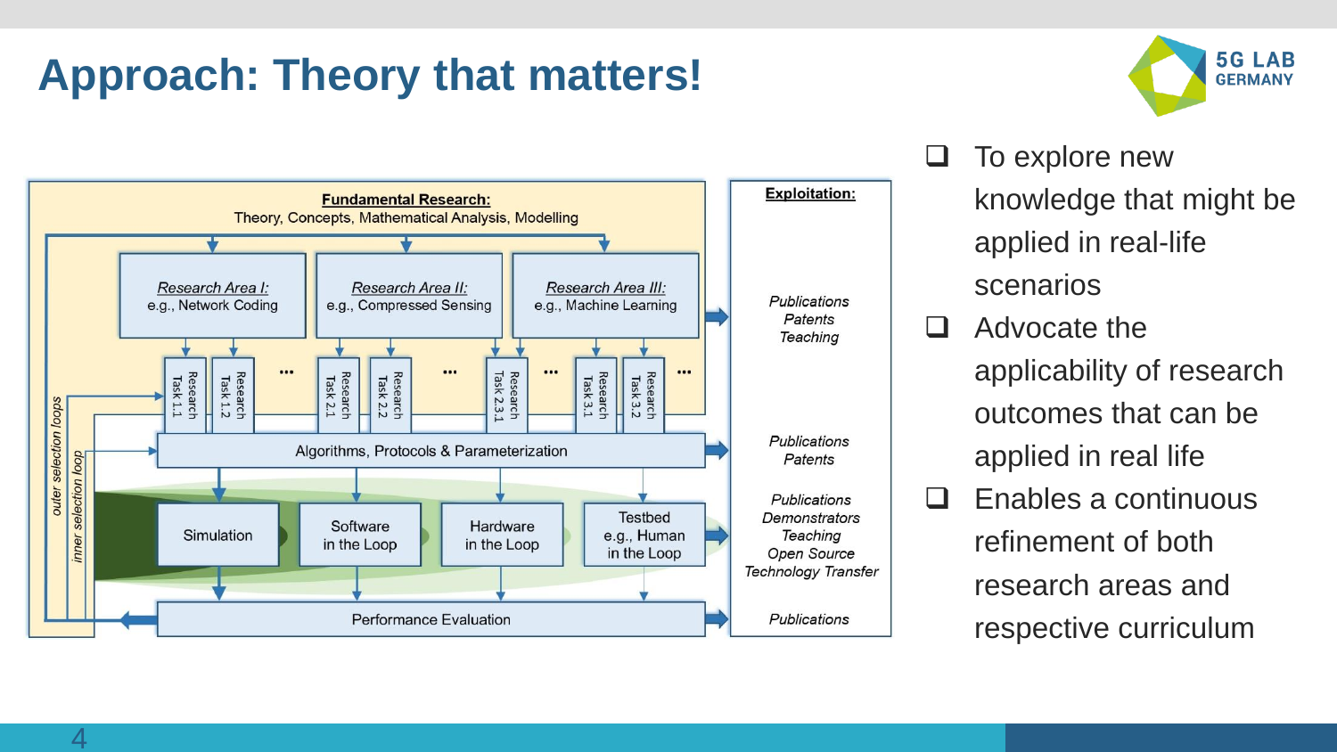# Approach: Theory that matters!

5G LAB GERMANY

**Fundamental Research:**
Theory, Concepts, Mathematical Analysis, Modelling

*Research Area I:* e.g., Network Coding

*Research Area II:* e.g., Compressed Sensing

*Research Area III:* e.g., Machine Learning

Research Task 1.1 | Research Task 1.2 | ... | Research Task 2.1 | Research Task 2.2 | ... | Research Task 2.3.1 | ... | Research Task 3.1 | Research Task 3.2 | ...

Algorithms, Protocols & Parameterization

Simulation | Software in the Loop | Hardware in the Loop | Testbed e.g., Human in the Loop

Performance Evaluation

*outer selection loops*

*inner selection loop*

**Exploitation:**

*Publications*
*Patents*
*Teaching*

*Publications*
*Patents*

*Publications*
*Demonstrators*
*Teaching*
*Open Source*
*Technology Transfer*

*Publications*

- To explore new knowledge that might be applied in real-life scenarios
- Advocate the applicability of research outcomes that can be applied in real life
- Enables a continuous refinement of both research areas and respective curriculum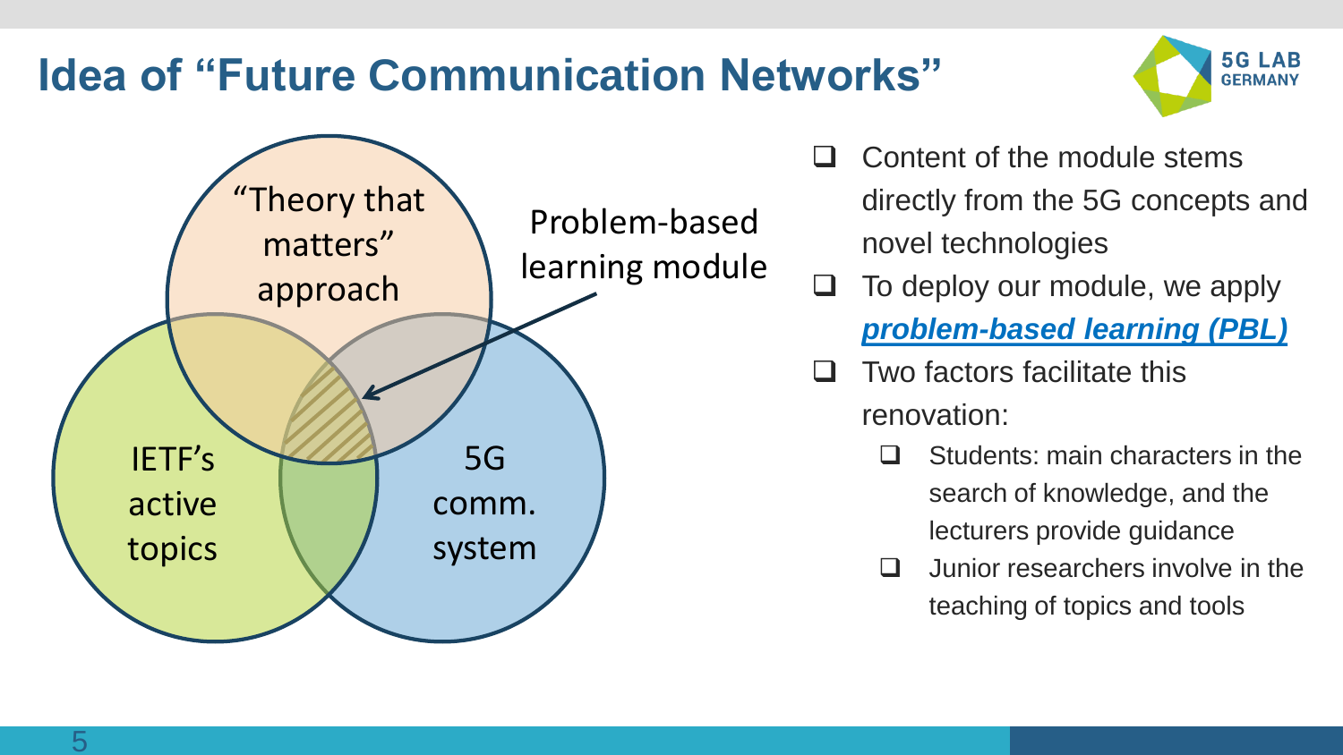# Idea of "Future Communication Networks"

"Theory that matters" approach

Problem-based learning module

IETF's active topics

5G comm. system

- Content of the module stems directly from the 5G concepts and novel technologies
- To deploy our module, we apply ***problem-based learning (PBL)***
- Two factors facilitate this renovation:
  - Students: main characters in the search of knowledge, and the lecturers provide guidance
  - Junior researchers involve in the teaching of topics and tools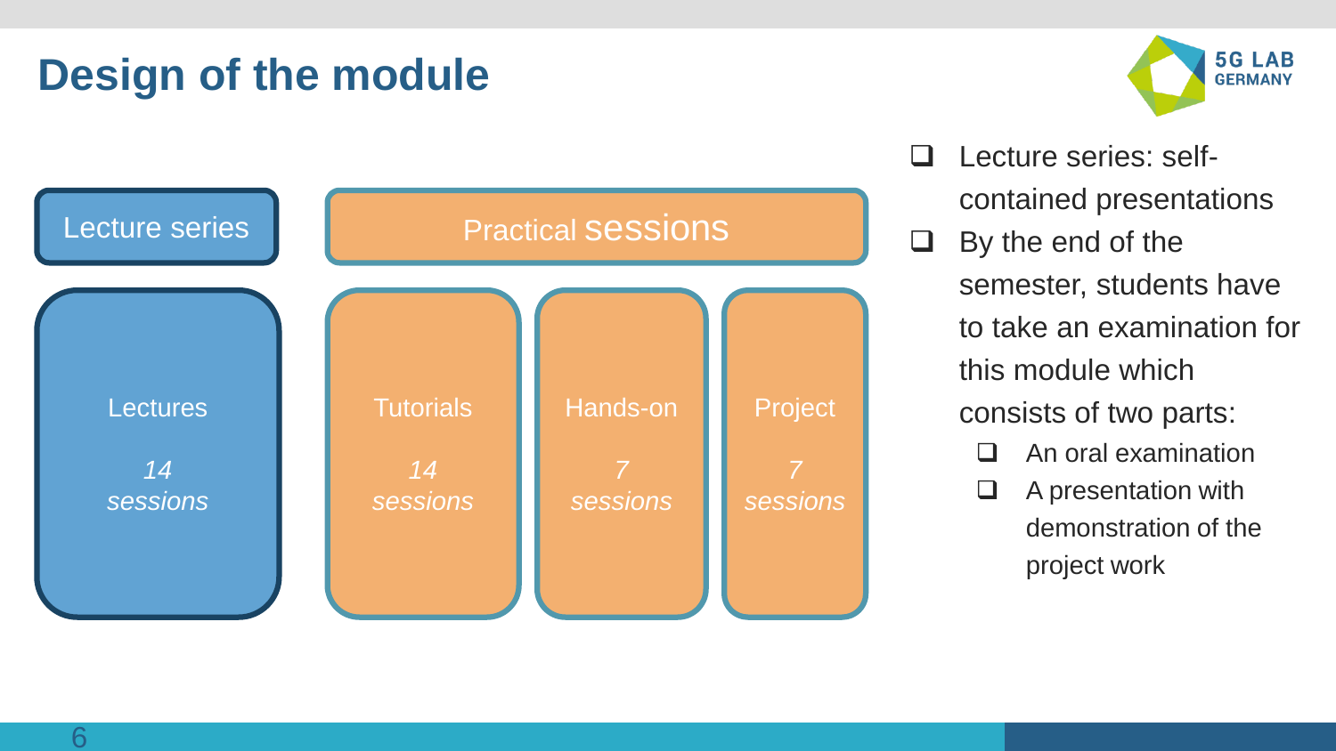# Design of the module

Lecture series

Lectures

*14 sessions*

Practical sessions

Tutorials

*14 sessions*

Hands-on

*7 sessions*

Project

*7 sessions*

- Lecture series: self-contained presentations
- By the end of the semester, students have to take an examination for this module which consists of two parts:
  - An oral examination
  - A presentation with demonstration of the project work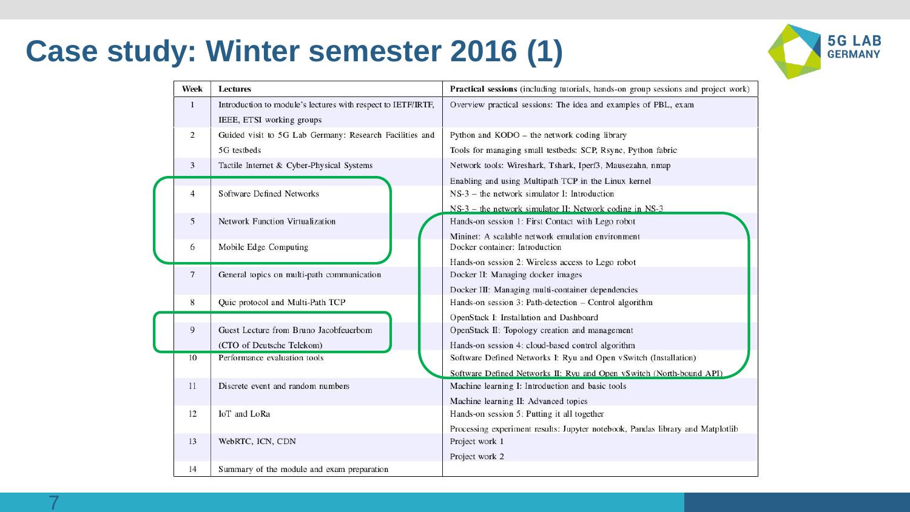# Case study: Winter semester 2016 (1)

| Week | Lectures | **Practical sessions** (including tutorials, hands-on group sessions and project work) |
|---|---|---|
| 1 | Introduction to module's lectures with respect to IETF/IRTF, IEEE, ETSI working groups | Overview practical sessions: The idea and examples of PBL, exam |
| 2 | Guided visit to 5G Lab Germany: Research Facilities and 5G testbeds | Python and KODO – the network coding library<br>Tools for managing small testbeds: SCP, Rsync, Python fabric |
| 3 | Tactile Internet & Cyber-Physical Systems | Network tools: Wireshark, Tshark, Iperf3, Mausezahn, nmap<br>Enabling and using Multipath TCP in the Linux kernel |
| 4 | Software Defined Networks | NS-3 – the network simulator I: Introduction<br>NS-3 – the network simulator II: Network coding in NS-3 |
| 5 | Network Function Virtualization | Hands-on session 1: First Contact with Lego robot<br>Mininet: A scalable network emulation environment |
| 6 | Mobile Edge Computing | Docker container: Introduction<br>Hands-on session 2: Wireless access to Lego robot |
| 7 | General topics on multi-path communication | Docker II: Managing docker images<br>Docker III: Managing multi-container dependencies |
| 8 | Quic protocol and Multi-Path TCP | Hands-on session 3: Path-detection – Control algorithm<br>OpenStack I: Installation and Dashboard |
| 9 | Guest Lecture from Bruno Jacobfeuerborn (CTO of Deutsche Telekom) | OpenStack II: Topology creation and management<br>Hands-on session 4: cloud-based control algorithm |
| 10 | Performance evaluation tools | Software Defined Networks I: Ryu and Open vSwitch (Installation)<br>Software Defined Networks II: Ryu and Open vSwitch (North-bound API) |
| 11 | Discrete event and random numbers | Machine learning I: Introduction and basic tools<br>Machine learning II: Advanced topics |
| 12 | IoT and LoRa | Hands-on session 5: Putting it all together<br>Processing experiment results: Jupyter notebook, Pandas library and Matplotlib |
| 13 | WebRTC, ICN, CDN | Project work 1<br>Project work 2 |
| 14 | Summary of the module and exam preparation | |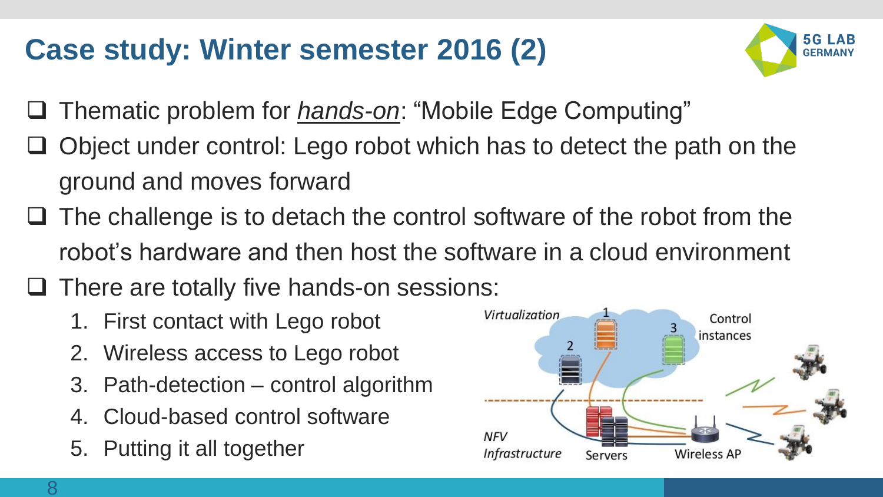# Case study: Winter semester 2016 (2)

- Thematic problem for *hands-on*: "Mobile Edge Computing"
- Object under control: Lego robot which has to detect the path on the ground and moves forward
- The challenge is to detach the control software of the robot from the robot's hardware and then host the software in a cloud environment
- There are totally five hands-on sessions:
  1. First contact with Lego robot
  2. Wireless access to Lego robot
  3. Path-detection – control algorithm
  4. Cloud-based control software
  5. Putting it all together

Virtualization
1
2
3
Control instances
NFV Infrastructure
Servers
Wireless AP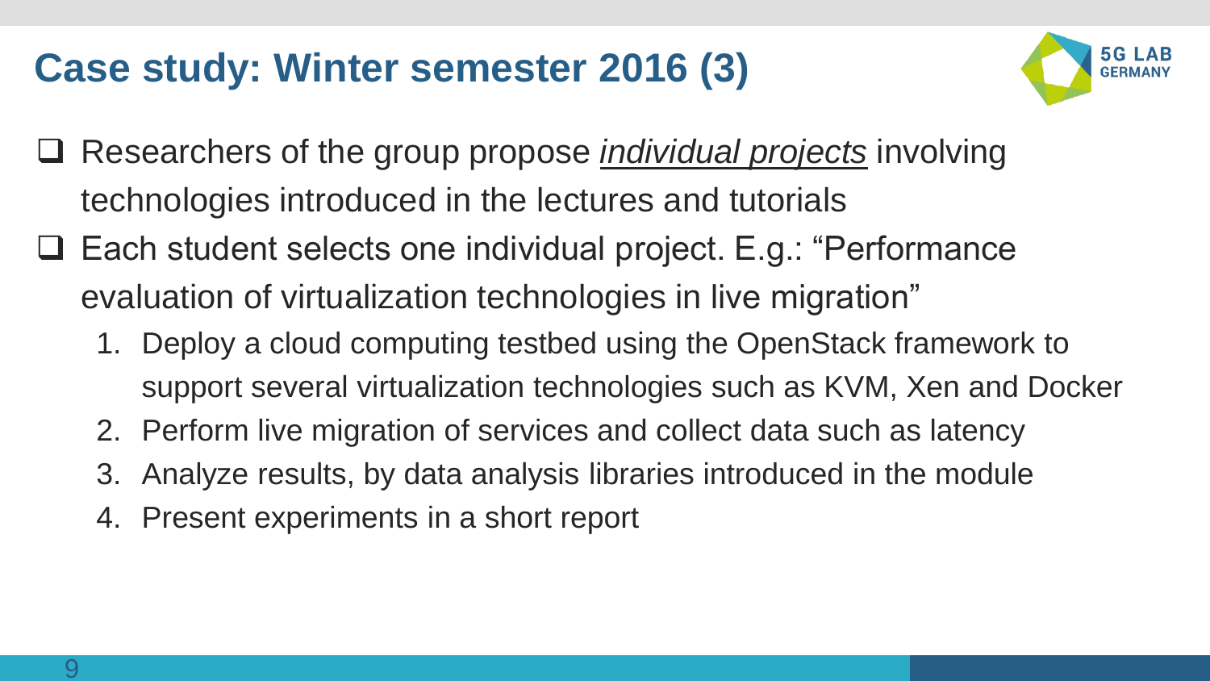# Case study: Winter semester 2016 (3)

- Researchers of the group propose *individual projects* involving technologies introduced in the lectures and tutorials
- Each student selects one individual project. E.g.: “Performance evaluation of virtualization technologies in live migration”
  1. Deploy a cloud computing testbed using the OpenStack framework to support several virtualization technologies such as KVM, Xen and Docker
  2. Perform live migration of services and collect data such as latency
  3. Analyze results, by data analysis libraries introduced in the module
  4. Present experiments in a short report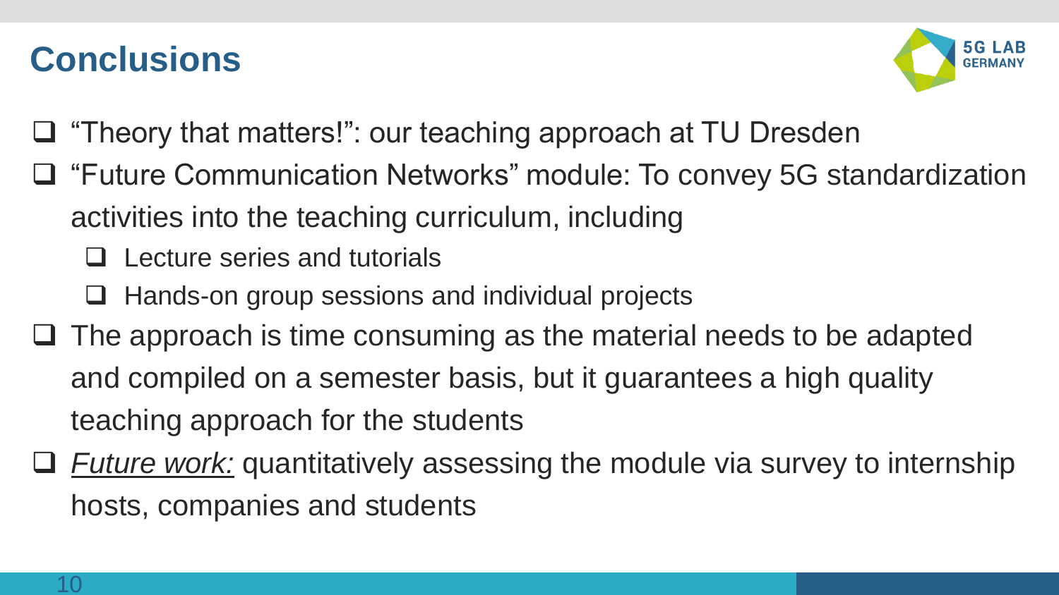# Conclusions

- “Theory that matters!”: our teaching approach at TU Dresden
- “Future Communication Networks” module: To convey 5G standardization activities into the teaching curriculum, including
  - Lecture series and tutorials
  - Hands-on group sessions and individual projects
- The approach is time consuming as the material needs to be adapted and compiled on a semester basis, but it guarantees a high quality teaching approach for the students
- *Future work:* quantitatively assessing the module via survey to internship hosts, companies and students